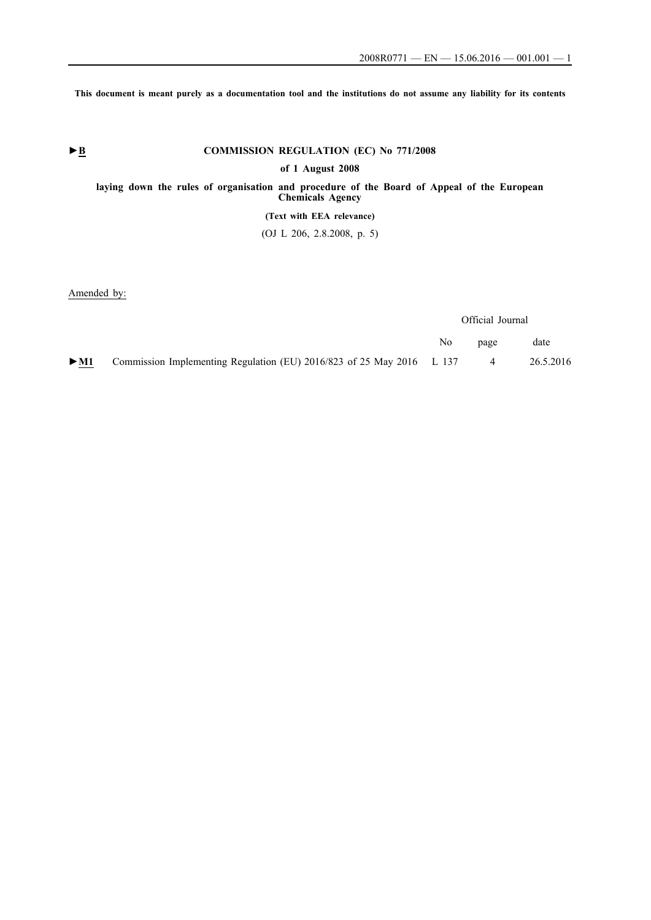**This document is meant purely as a documentation tool and the institutions do not assume any liability for its contents**

►B **COMMISSION REGULATION (EC) No 771/2008**

**of 1 August 2008**

**laying down the rules of organisation and procedure of the Board of Appeal of the European Chemicals Agency**

**(Text with EEA relevance)**

(OJ L 206, 2.8.2008, p. 5)

Amended by:

| | | Official Journal | | |
|---|---|---|---|---|
| | | No | page | date |
| ►M1 | Commission Implementing Regulation (EU) 2016/823 of 25 May 2016 | L 137 | 4 | 26.5.2016 |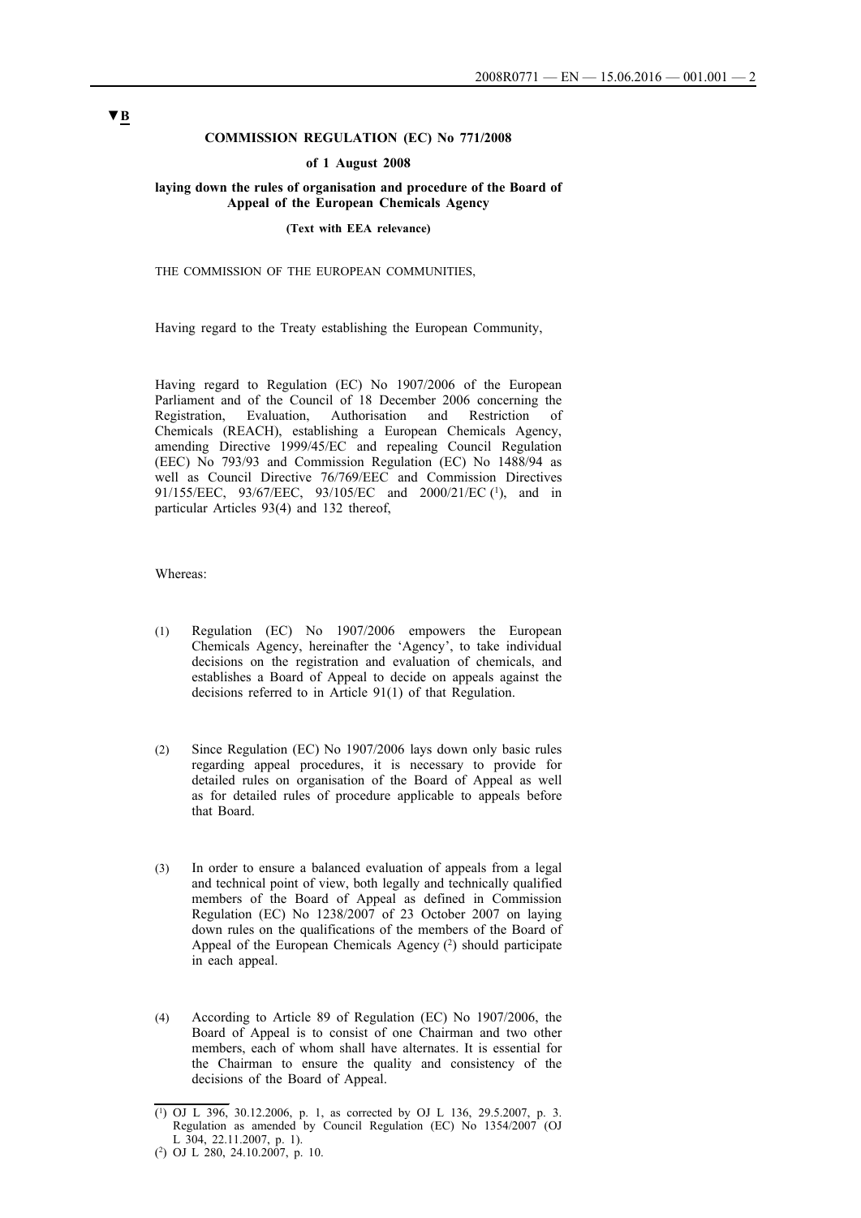**▼B**

**COMMISSION REGULATION (EC) No 771/2008**

**of 1 August 2008**

**laying down the rules of organisation and procedure of the Board of Appeal of the European Chemicals Agency**

**(Text with EEA relevance)**

THE COMMISSION OF THE EUROPEAN COMMUNITIES,

Having regard to the Treaty establishing the European Community,

Having regard to Regulation (EC) No 1907/2006 of the European Parliament and of the Council of 18 December 2006 concerning the Registration, Evaluation, Authorisation and Restriction of Chemicals (REACH), establishing a European Chemicals Agency, amending Directive 1999/45/EC and repealing Council Regulation (EEC) No 793/93 and Commission Regulation (EC) No 1488/94 as well as Council Directive 76/769/EEC and Commission Directives 91/155/EEC, 93/67/EEC, 93/105/EC and 2000/21/EC [1], and in particular Articles 93(4) and 132 thereof,

Whereas:

(1) Regulation (EC) No 1907/2006 empowers the European Chemicals Agency, hereinafter the 'Agency', to take individual decisions on the registration and evaluation of chemicals, and establishes a Board of Appeal to decide on appeals against the decisions referred to in Article 91(1) of that Regulation.

(2) Since Regulation (EC) No 1907/2006 lays down only basic rules regarding appeal procedures, it is necessary to provide for detailed rules on organisation of the Board of Appeal as well as for detailed rules of procedure applicable to appeals before that Board.

(3) In order to ensure a balanced evaluation of appeals from a legal and technical point of view, both legally and technically qualified members of the Board of Appeal as defined in Commission Regulation (EC) No 1238/2007 of 23 October 2007 on laying down rules on the qualifications of the members of the Board of Appeal of the European Chemicals Agency [2] should participate in each appeal.

(4) According to Article 89 of Regulation (EC) No 1907/2006, the Board of Appeal is to consist of one Chairman and two other members, each of whom shall have alternates. It is essential for the Chairman to ensure the quality and consistency of the decisions of the Board of Appeal.

---

[1] OJ L 396, 30.12.2006, p. 1, as corrected by OJ L 136, 29.5.2007, p. 3. Regulation as amended by Council Regulation (EC) No 1354/2007 (OJ L 304, 22.11.2007, p. 1).

[2] OJ L 280, 24.10.2007, p. 10.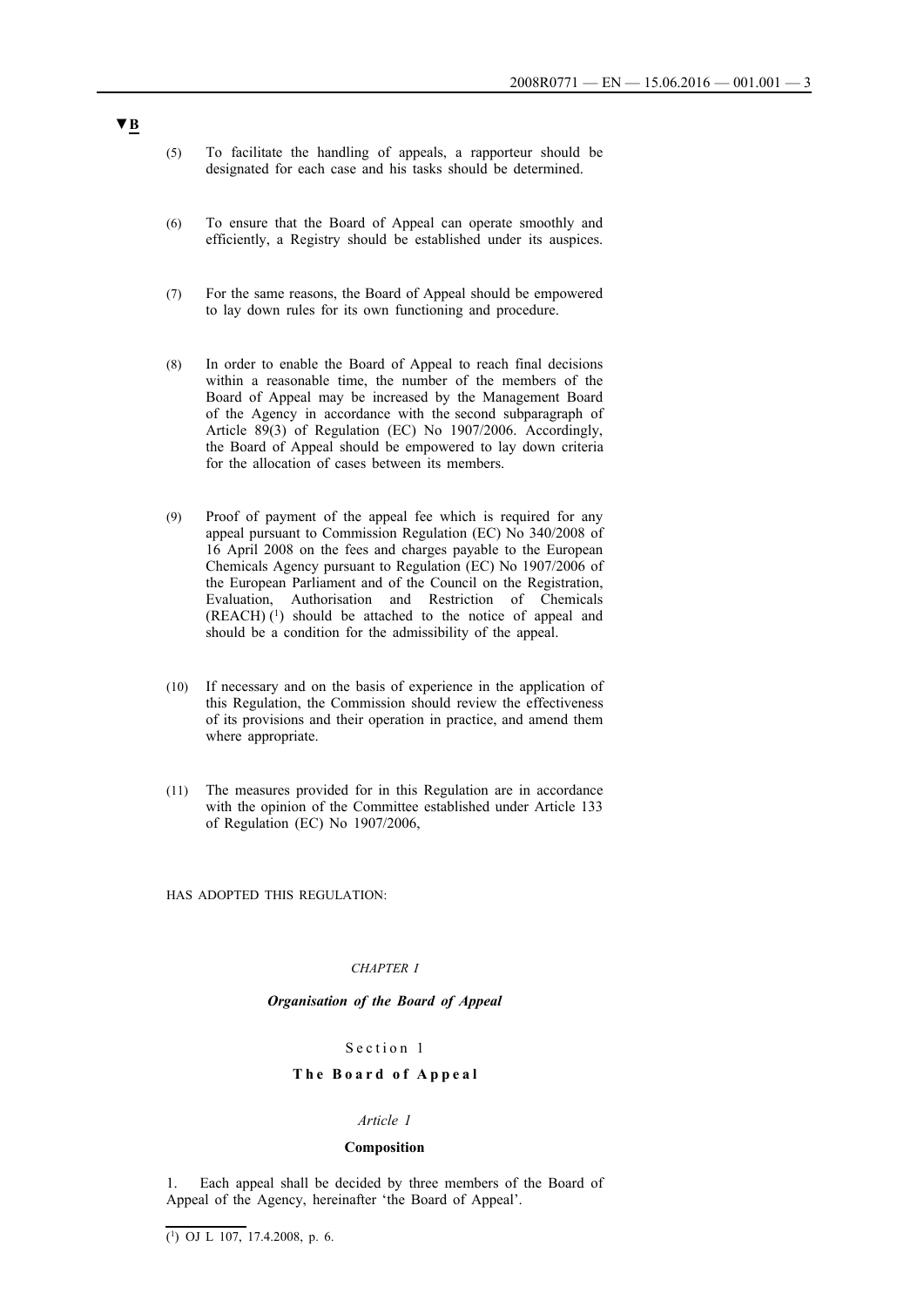▼B

(5) To facilitate the handling of appeals, a rapporteur should be designated for each case and his tasks should be determined.

(6) To ensure that the Board of Appeal can operate smoothly and efficiently, a Registry should be established under its auspices.

(7) For the same reasons, the Board of Appeal should be empowered to lay down rules for its own functioning and procedure.

(8) In order to enable the Board of Appeal to reach final decisions within a reasonable time, the number of the members of the Board of Appeal may be increased by the Management Board of the Agency in accordance with the second subparagraph of Article 89(3) of Regulation (EC) No 1907/2006. Accordingly, the Board of Appeal should be empowered to lay down criteria for the allocation of cases between its members.

(9) Proof of payment of the appeal fee which is required for any appeal pursuant to Commission Regulation (EC) No 340/2008 of 16 April 2008 on the fees and charges payable to the European Chemicals Agency pursuant to Regulation (EC) No 1907/2006 of the European Parliament and of the Council on the Registration, Evaluation, Authorisation and Restriction of Chemicals (REACH) [1] should be attached to the notice of appeal and should be a condition for the admissibility of the appeal.

(10) If necessary and on the basis of experience in the application of this Regulation, the Commission should review the effectiveness of its provisions and their operation in practice, and amend them where appropriate.

(11) The measures provided for in this Regulation are in accordance with the opinion of the Committee established under Article 133 of Regulation (EC) No 1907/2006,

HAS ADOPTED THIS REGULATION:

## *CHAPTER I*

## ***Organisation of the Board of Appeal***

### Section 1

### **The Board of Appeal**

#### *Article 1*

#### **Composition**

1. Each appeal shall be decided by three members of the Board of Appeal of the Agency, hereinafter 'the Board of Appeal'.

---

[1] OJ L 107, 17.4.2008, p. 6.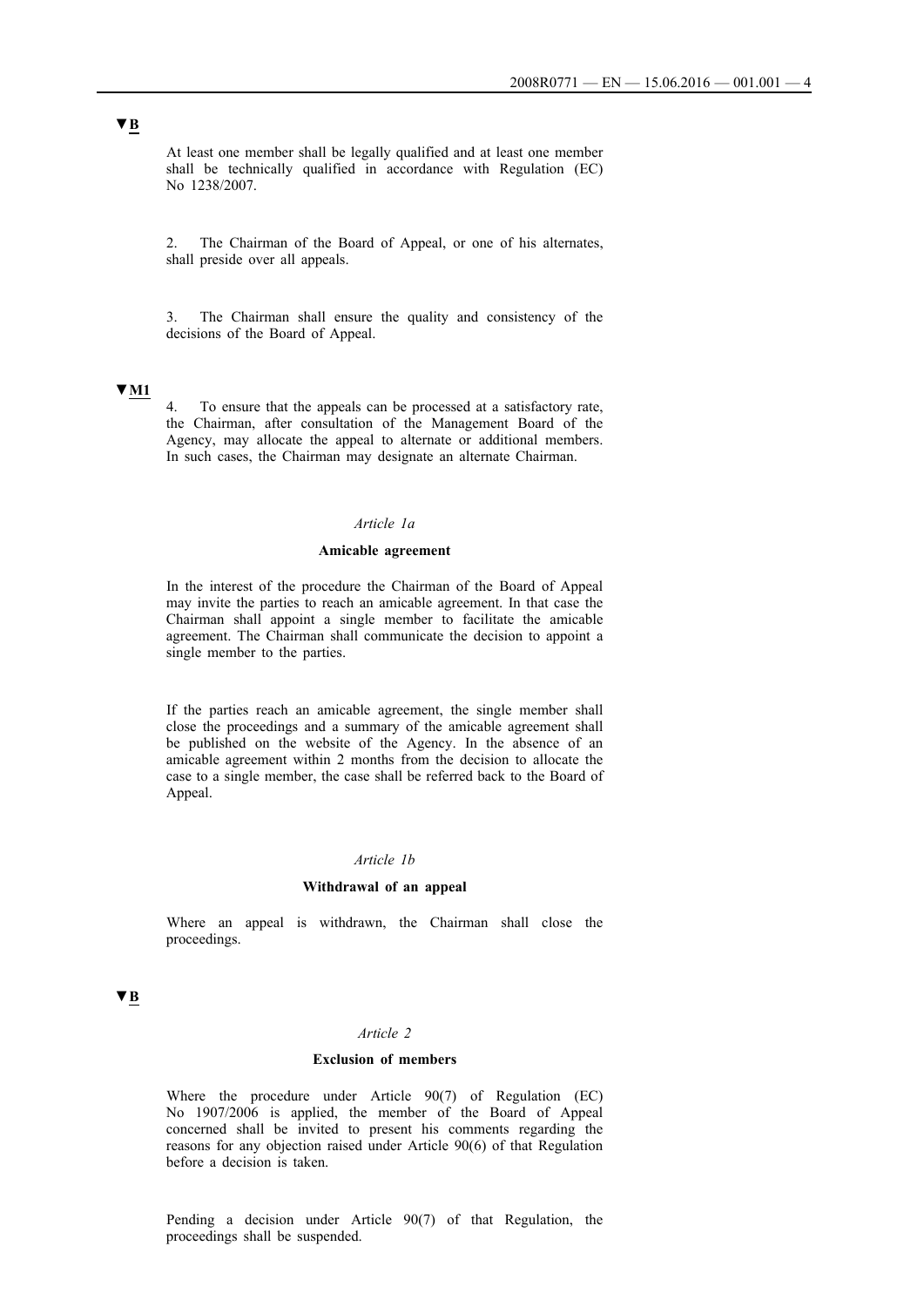▼B

At least one member shall be legally qualified and at least one member shall be technically qualified in accordance with Regulation (EC) No 1238/2007.

2. The Chairman of the Board of Appeal, or one of his alternates, shall preside over all appeals.

3. The Chairman shall ensure the quality and consistency of the decisions of the Board of Appeal.

▼M1

4. To ensure that the appeals can be processed at a satisfactory rate, the Chairman, after consultation of the Management Board of the Agency, may allocate the appeal to alternate or additional members. In such cases, the Chairman may designate an alternate Chairman.

*Article 1a*

**Amicable agreement**

In the interest of the procedure the Chairman of the Board of Appeal may invite the parties to reach an amicable agreement. In that case the Chairman shall appoint a single member to facilitate the amicable agreement. The Chairman shall communicate the decision to appoint a single member to the parties.

If the parties reach an amicable agreement, the single member shall close the proceedings and a summary of the amicable agreement shall be published on the website of the Agency. In the absence of an amicable agreement within 2 months from the decision to allocate the case to a single member, the case shall be referred back to the Board of Appeal.

*Article 1b*

**Withdrawal of an appeal**

Where an appeal is withdrawn, the Chairman shall close the proceedings.

▼B

*Article 2*

**Exclusion of members**

Where the procedure under Article 90(7) of Regulation (EC) No 1907/2006 is applied, the member of the Board of Appeal concerned shall be invited to present his comments regarding the reasons for any objection raised under Article 90(6) of that Regulation before a decision is taken.

Pending a decision under Article 90(7) of that Regulation, the proceedings shall be suspended.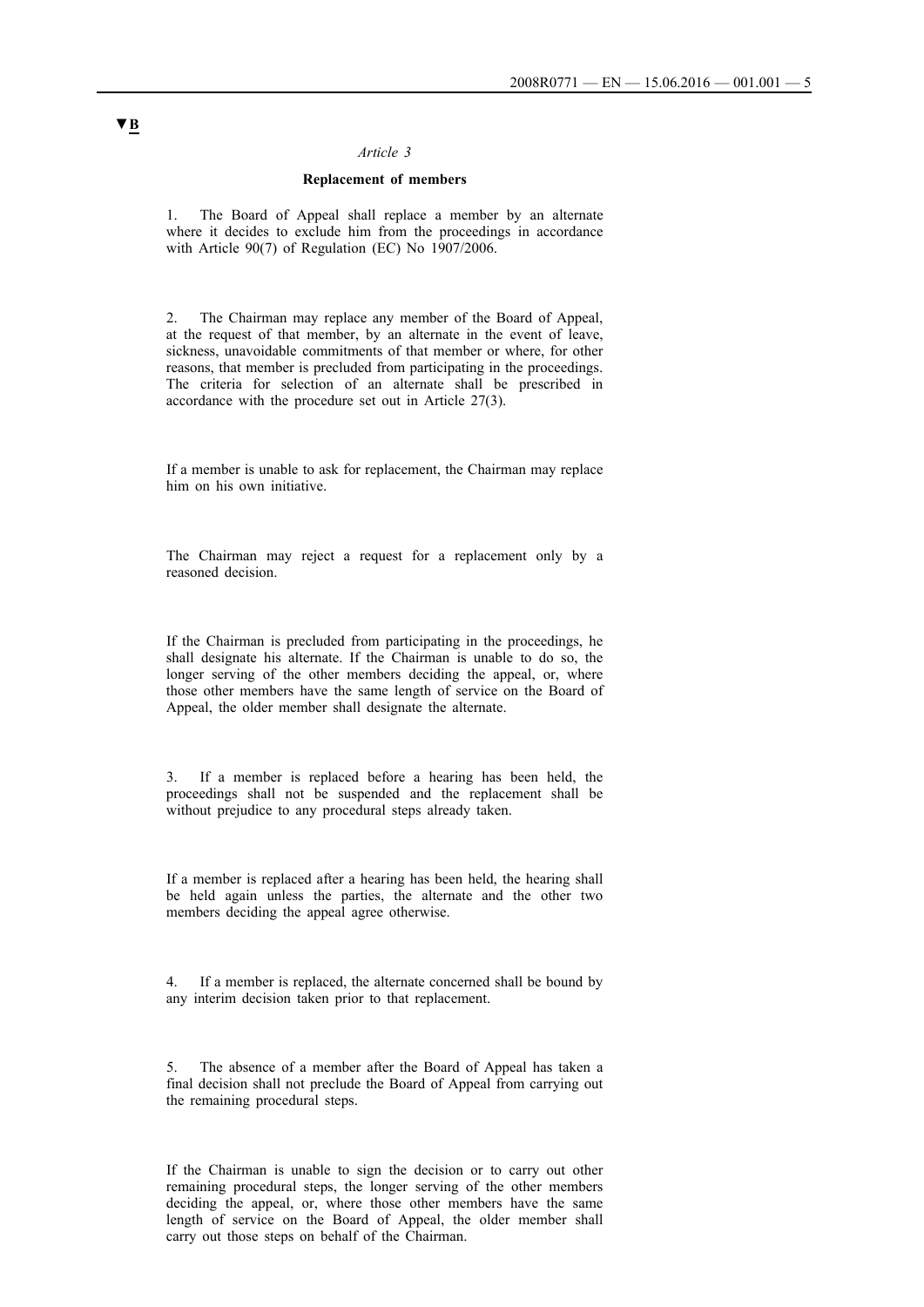▼B

*Article 3*

**Replacement of members**

1. The Board of Appeal shall replace a member by an alternate where it decides to exclude him from the proceedings in accordance with Article 90(7) of Regulation (EC) No 1907/2006.

2. The Chairman may replace any member of the Board of Appeal, at the request of that member, by an alternate in the event of leave, sickness, unavoidable commitments of that member or where, for other reasons, that member is precluded from participating in the proceedings. The criteria for selection of an alternate shall be prescribed in accordance with the procedure set out in Article 27(3).

If a member is unable to ask for replacement, the Chairman may replace him on his own initiative.

The Chairman may reject a request for a replacement only by a reasoned decision.

If the Chairman is precluded from participating in the proceedings, he shall designate his alternate. If the Chairman is unable to do so, the longer serving of the other members deciding the appeal, or, where those other members have the same length of service on the Board of Appeal, the older member shall designate the alternate.

3. If a member is replaced before a hearing has been held, the proceedings shall not be suspended and the replacement shall be without prejudice to any procedural steps already taken.

If a member is replaced after a hearing has been held, the hearing shall be held again unless the parties, the alternate and the other two members deciding the appeal agree otherwise.

4. If a member is replaced, the alternate concerned shall be bound by any interim decision taken prior to that replacement.

5. The absence of a member after the Board of Appeal has taken a final decision shall not preclude the Board of Appeal from carrying out the remaining procedural steps.

If the Chairman is unable to sign the decision or to carry out other remaining procedural steps, the longer serving of the other members deciding the appeal, or, where those other members have the same length of service on the Board of Appeal, the older member shall carry out those steps on behalf of the Chairman.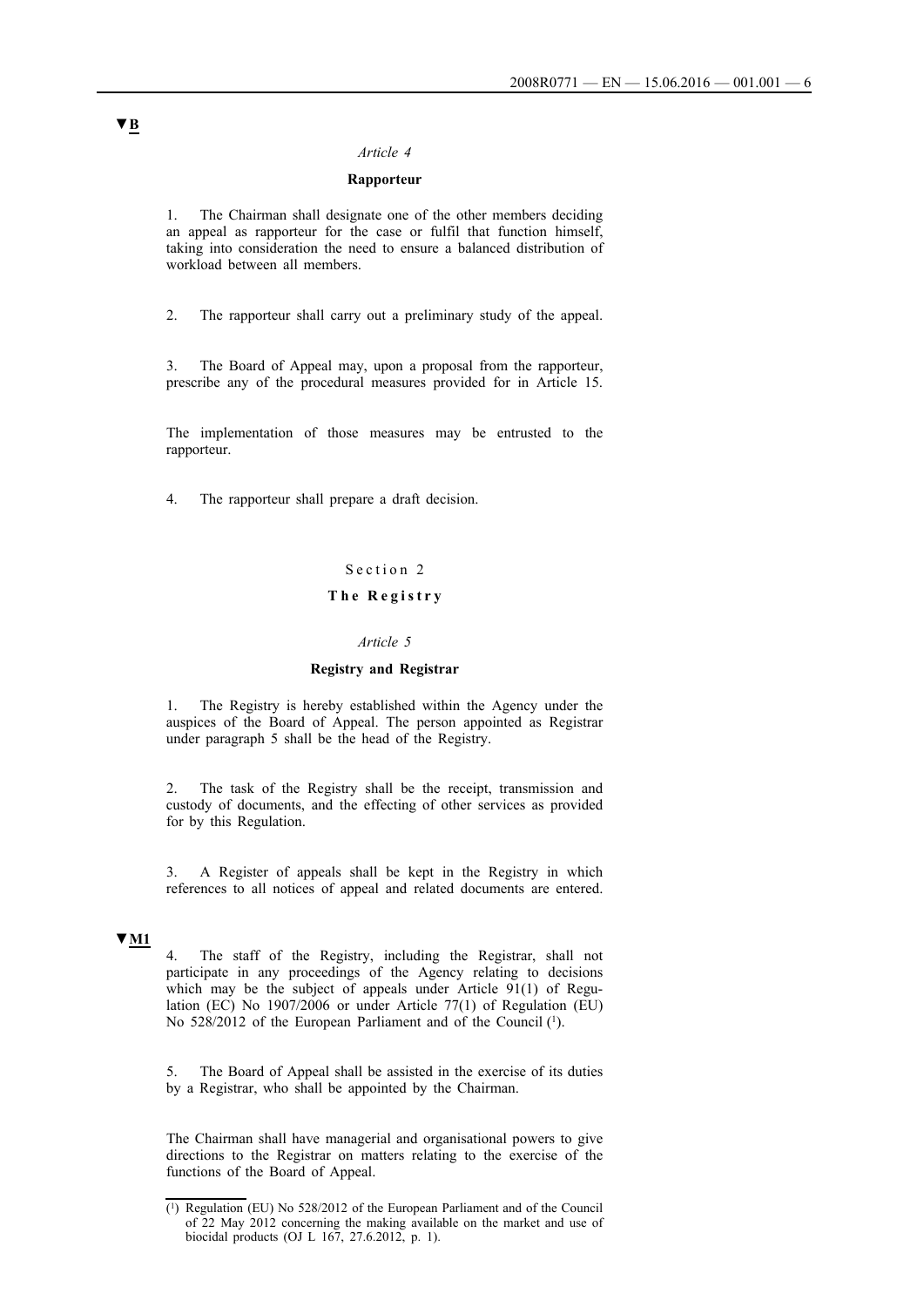▼B

*Article 4*

**Rapporteur**

1. The Chairman shall designate one of the other members deciding an appeal as rapporteur for the case or fulfil that function himself, taking into consideration the need to ensure a balanced distribution of workload between all members.

2. The rapporteur shall carry out a preliminary study of the appeal.

3. The Board of Appeal may, upon a proposal from the rapporteur, prescribe any of the procedural measures provided for in Article 15.

The implementation of those measures may be entrusted to the rapporteur.

4. The rapporteur shall prepare a draft decision.

Section 2

**The Registry**

*Article 5*

**Registry and Registrar**

1. The Registry is hereby established within the Agency under the auspices of the Board of Appeal. The person appointed as Registrar under paragraph 5 shall be the head of the Registry.

2. The task of the Registry shall be the receipt, transmission and custody of documents, and the effecting of other services as provided for by this Regulation.

3. A Register of appeals shall be kept in the Registry in which references to all notices of appeal and related documents are entered.

▼M1

4. The staff of the Registry, including the Registrar, shall not participate in any proceedings of the Agency relating to decisions which may be the subject of appeals under Article 91(1) of Regulation (EC) No 1907/2006 or under Article 77(1) of Regulation (EU) No 528/2012 of the European Parliament and of the Council [1].

5. The Board of Appeal shall be assisted in the exercise of its duties by a Registrar, who shall be appointed by the Chairman.

The Chairman shall have managerial and organisational powers to give directions to the Registrar on matters relating to the exercise of the functions of the Board of Appeal.

[1] Regulation (EU) No 528/2012 of the European Parliament and of the Council of 22 May 2012 concerning the making available on the market and use of biocidal products (OJ L 167, 27.6.2012, p. 1).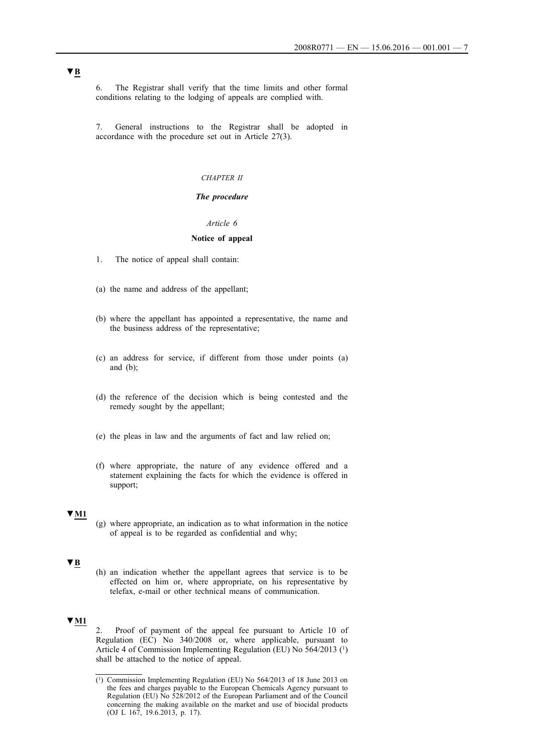▼B

6. The Registrar shall verify that the time limits and other formal conditions relating to the lodging of appeals are complied with.

7. General instructions to the Registrar shall be adopted in accordance with the procedure set out in Article 27(3).

*CHAPTER II*

***The procedure***

*Article 6*

**Notice of appeal**

1. The notice of appeal shall contain:

(a) the name and address of the appellant;

(b) where the appellant has appointed a representative, the name and the business address of the representative;

(c) an address for service, if different from those under points (a) and (b);

(d) the reference of the decision which is being contested and the remedy sought by the appellant;

(e) the pleas in law and the arguments of fact and law relied on;

(f) where appropriate, the nature of any evidence offered and a statement explaining the facts for which the evidence is offered in support;

▼M1

(g) where appropriate, an indication as to what information in the notice of appeal is to be regarded as confidential and why;

▼B

(h) an indication whether the appellant agrees that service is to be effected on him or, where appropriate, on his representative by telefax, e-mail or other technical means of communication.

▼M1

2. Proof of payment of the appeal fee pursuant to Article 10 of Regulation (EC) No 340/2008 or, where applicable, pursuant to Article 4 of Commission Implementing Regulation (EU) No 564/2013 [1] shall be attached to the notice of appeal.

[1] Commission Implementing Regulation (EU) No 564/2013 of 18 June 2013 on the fees and charges payable to the European Chemicals Agency pursuant to Regulation (EU) No 528/2012 of the European Parliament and of the Council concerning the making available on the market and use of biocidal products (OJ L 167, 19.6.2013, p. 17).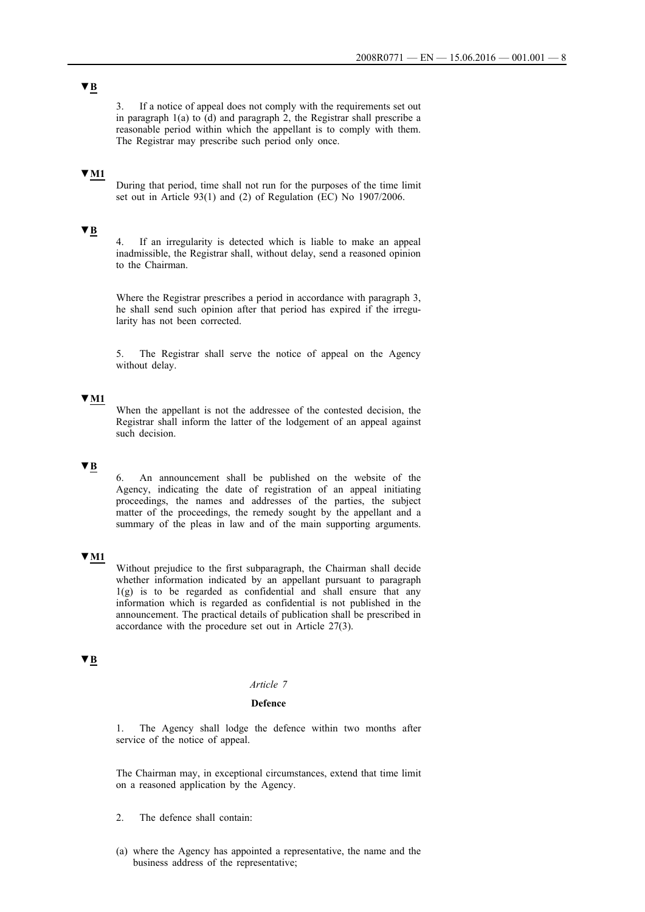▼B

3. If a notice of appeal does not comply with the requirements set out in paragraph 1(a) to (d) and paragraph 2, the Registrar shall prescribe a reasonable period within which the appellant is to comply with them. The Registrar may prescribe such period only once.

▼M1

During that period, time shall not run for the purposes of the time limit set out in Article 93(1) and (2) of Regulation (EC) No 1907/2006.

▼B

4. If an irregularity is detected which is liable to make an appeal inadmissible, the Registrar shall, without delay, send a reasoned opinion to the Chairman.

Where the Registrar prescribes a period in accordance with paragraph 3, he shall send such opinion after that period has expired if the irregularity has not been corrected.

5. The Registrar shall serve the notice of appeal on the Agency without delay.

▼M1

When the appellant is not the addressee of the contested decision, the Registrar shall inform the latter of the lodgement of an appeal against such decision.

▼B

6. An announcement shall be published on the website of the Agency, indicating the date of registration of an appeal initiating proceedings, the names and addresses of the parties, the subject matter of the proceedings, the remedy sought by the appellant and a summary of the pleas in law and of the main supporting arguments.

▼M1

Without prejudice to the first subparagraph, the Chairman shall decide whether information indicated by an appellant pursuant to paragraph 1(g) is to be regarded as confidential and shall ensure that any information which is regarded as confidential is not published in the announcement. The practical details of publication shall be prescribed in accordance with the procedure set out in Article 27(3).

▼B

*Article 7*

**Defence**

1. The Agency shall lodge the defence within two months after service of the notice of appeal.

The Chairman may, in exceptional circumstances, extend that time limit on a reasoned application by the Agency.

2. The defence shall contain:

(a) where the Agency has appointed a representative, the name and the business address of the representative;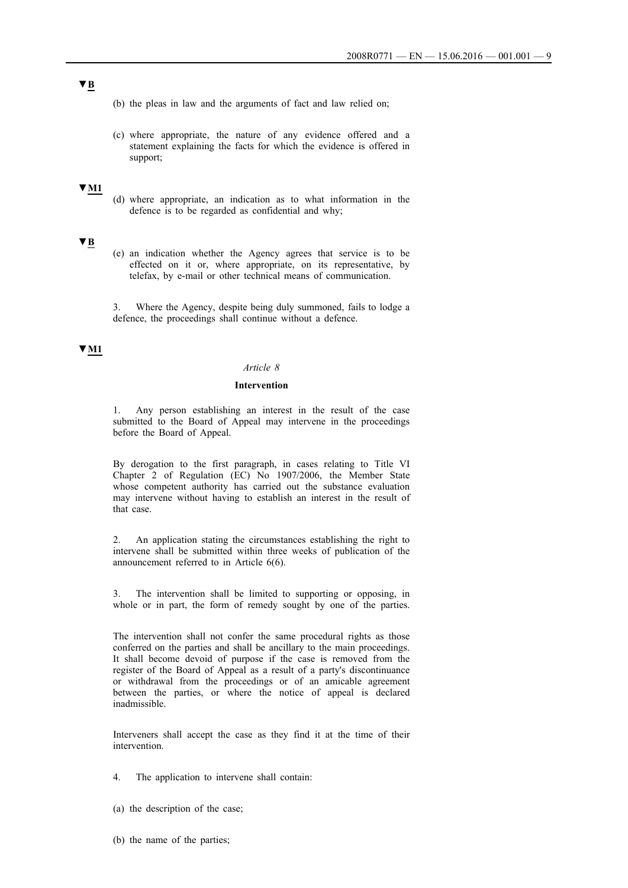▼B

(b) the pleas in law and the arguments of fact and law relied on;

(c) where appropriate, the nature of any evidence offered and a statement explaining the facts for which the evidence is offered in support;

▼M1

(d) where appropriate, an indication as to what information in the defence is to be regarded as confidential and why;

▼B

(e) an indication whether the Agency agrees that service is to be effected on it or, where appropriate, on its representative, by telefax, by e-mail or other technical means of communication.

3. Where the Agency, despite being duly summoned, fails to lodge a defence, the proceedings shall continue without a defence.

▼M1

*Article 8*

**Intervention**

1. Any person establishing an interest in the result of the case submitted to the Board of Appeal may intervene in the proceedings before the Board of Appeal.

By derogation to the first paragraph, in cases relating to Title VI Chapter 2 of Regulation (EC) No 1907/2006, the Member State whose competent authority has carried out the substance evaluation may intervene without having to establish an interest in the result of that case.

2. An application stating the circumstances establishing the right to intervene shall be submitted within three weeks of publication of the announcement referred to in Article 6(6).

3. The intervention shall be limited to supporting or opposing, in whole or in part, the form of remedy sought by one of the parties.

The intervention shall not confer the same procedural rights as those conferred on the parties and shall be ancillary to the main proceedings. It shall become devoid of purpose if the case is removed from the register of the Board of Appeal as a result of a party's discontinuance or withdrawal from the proceedings or of an amicable agreement between the parties, or where the notice of appeal is declared inadmissible.

Interveners shall accept the case as they find it at the time of their intervention.

4. The application to intervene shall contain:

(a) the description of the case;

(b) the name of the parties;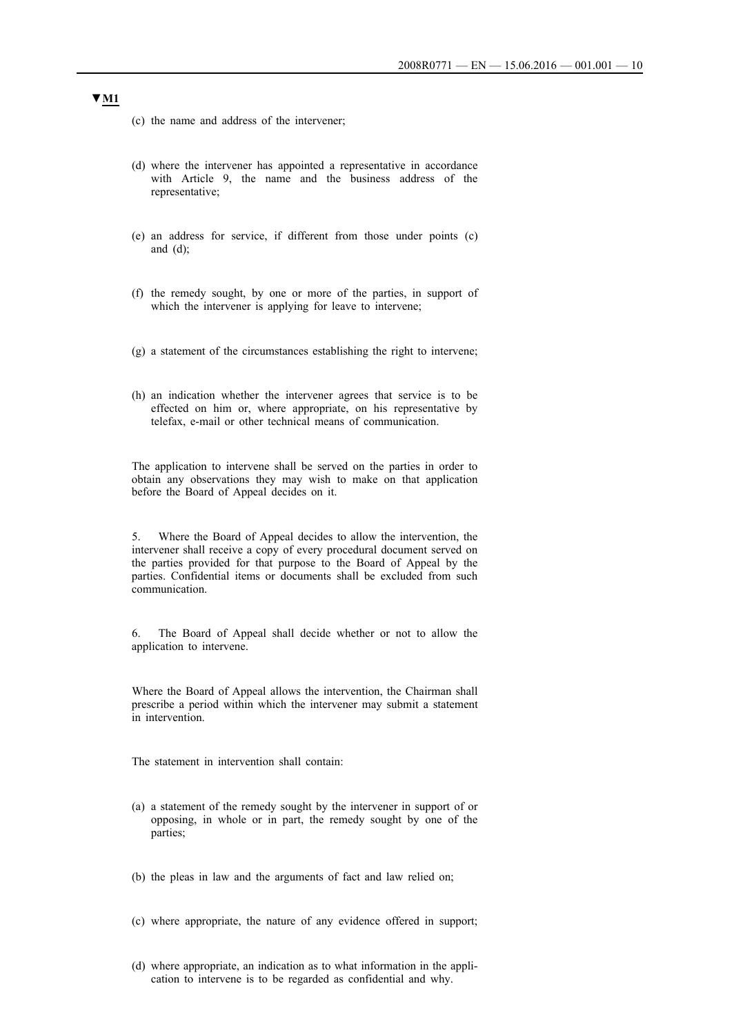▼M1

(c) the name and address of the intervener;

(d) where the intervener has appointed a representative in accordance with Article 9, the name and the business address of the representative;

(e) an address for service, if different from those under points (c) and (d);

(f) the remedy sought, by one or more of the parties, in support of which the intervener is applying for leave to intervene;

(g) a statement of the circumstances establishing the right to intervene;

(h) an indication whether the intervener agrees that service is to be effected on him or, where appropriate, on his representative by telefax, e-mail or other technical means of communication.

The application to intervene shall be served on the parties in order to obtain any observations they may wish to make on that application before the Board of Appeal decides on it.

5. Where the Board of Appeal decides to allow the intervention, the intervener shall receive a copy of every procedural document served on the parties provided for that purpose to the Board of Appeal by the parties. Confidential items or documents shall be excluded from such communication.

6. The Board of Appeal shall decide whether or not to allow the application to intervene.

Where the Board of Appeal allows the intervention, the Chairman shall prescribe a period within which the intervener may submit a statement in intervention.

The statement in intervention shall contain:

(a) a statement of the remedy sought by the intervener in support of or opposing, in whole or in part, the remedy sought by one of the parties;

(b) the pleas in law and the arguments of fact and law relied on;

(c) where appropriate, the nature of any evidence offered in support;

(d) where appropriate, an indication as to what information in the application to intervene is to be regarded as confidential and why.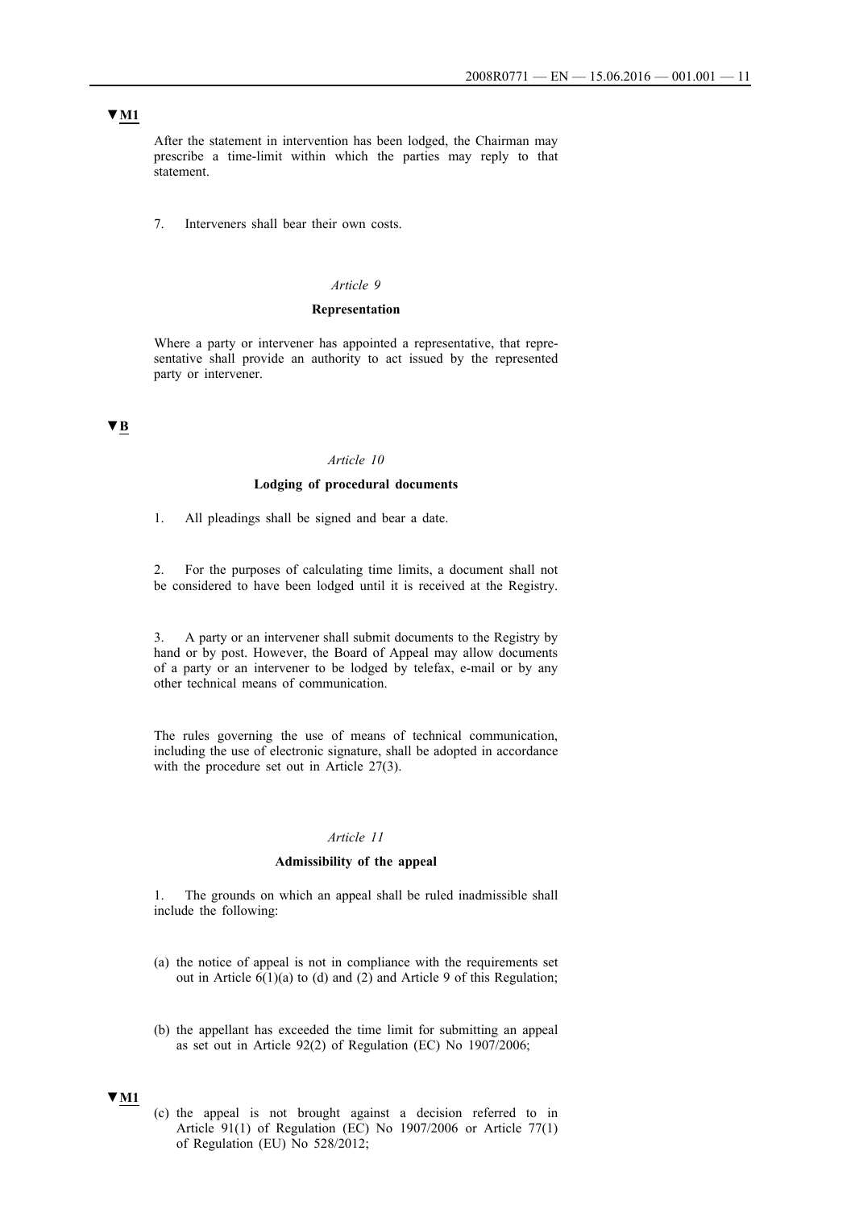▼M1

After the statement in intervention has been lodged, the Chairman may prescribe a time-limit within which the parties may reply to that statement.

7. Interveners shall bear their own costs.

*Article 9*

**Representation**

Where a party or intervener has appointed a representative, that representative shall provide an authority to act issued by the represented party or intervener.

▼B

*Article 10*

**Lodging of procedural documents**

1. All pleadings shall be signed and bear a date.

2. For the purposes of calculating time limits, a document shall not be considered to have been lodged until it is received at the Registry.

3. A party or an intervener shall submit documents to the Registry by hand or by post. However, the Board of Appeal may allow documents of a party or an intervener to be lodged by telefax, e-mail or by any other technical means of communication.

The rules governing the use of means of technical communication, including the use of electronic signature, shall be adopted in accordance with the procedure set out in Article 27(3).

*Article 11*

**Admissibility of the appeal**

1. The grounds on which an appeal shall be ruled inadmissible shall include the following:

(a) the notice of appeal is not in compliance with the requirements set out in Article 6(1)(a) to (d) and (2) and Article 9 of this Regulation;

(b) the appellant has exceeded the time limit for submitting an appeal as set out in Article 92(2) of Regulation (EC) No 1907/2006;

▼M1

(c) the appeal is not brought against a decision referred to in Article 91(1) of Regulation (EC) No 1907/2006 or Article 77(1) of Regulation (EU) No 528/2012;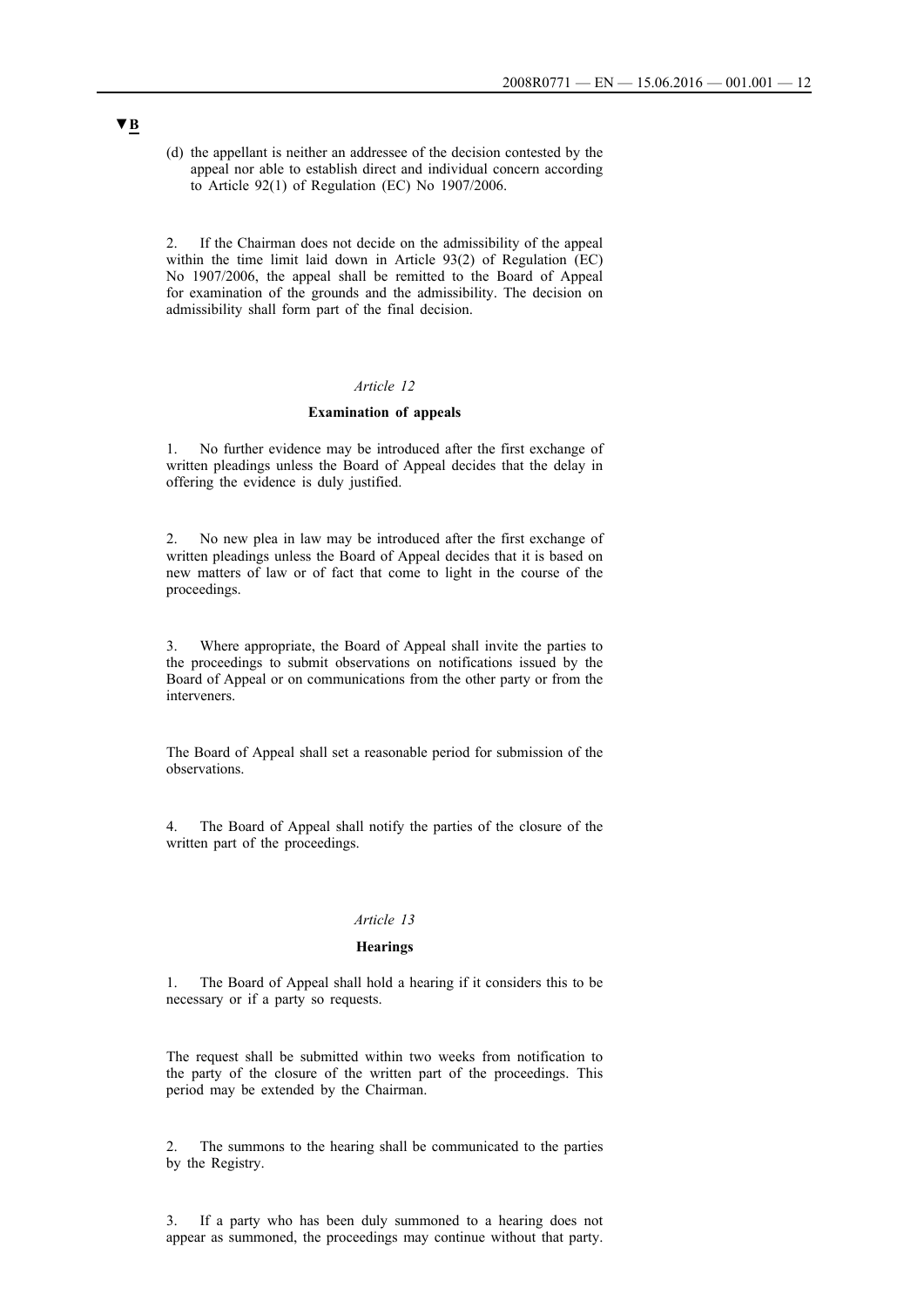▼B

(d) the appellant is neither an addressee of the decision contested by the appeal nor able to establish direct and individual concern according to Article 92(1) of Regulation (EC) No 1907/2006.

2. If the Chairman does not decide on the admissibility of the appeal within the time limit laid down in Article 93(2) of Regulation (EC) No 1907/2006, the appeal shall be remitted to the Board of Appeal for examination of the grounds and the admissibility. The decision on admissibility shall form part of the final decision.

*Article 12*

**Examination of appeals**

1. No further evidence may be introduced after the first exchange of written pleadings unless the Board of Appeal decides that the delay in offering the evidence is duly justified.

2. No new plea in law may be introduced after the first exchange of written pleadings unless the Board of Appeal decides that it is based on new matters of law or of fact that come to light in the course of the proceedings.

3. Where appropriate, the Board of Appeal shall invite the parties to the proceedings to submit observations on notifications issued by the Board of Appeal or on communications from the other party or from the interveners.

The Board of Appeal shall set a reasonable period for submission of the observations.

4. The Board of Appeal shall notify the parties of the closure of the written part of the proceedings.

*Article 13*

**Hearings**

1. The Board of Appeal shall hold a hearing if it considers this to be necessary or if a party so requests.

The request shall be submitted within two weeks from notification to the party of the closure of the written part of the proceedings. This period may be extended by the Chairman.

2. The summons to the hearing shall be communicated to the parties by the Registry.

3. If a party who has been duly summoned to a hearing does not appear as summoned, the proceedings may continue without that party.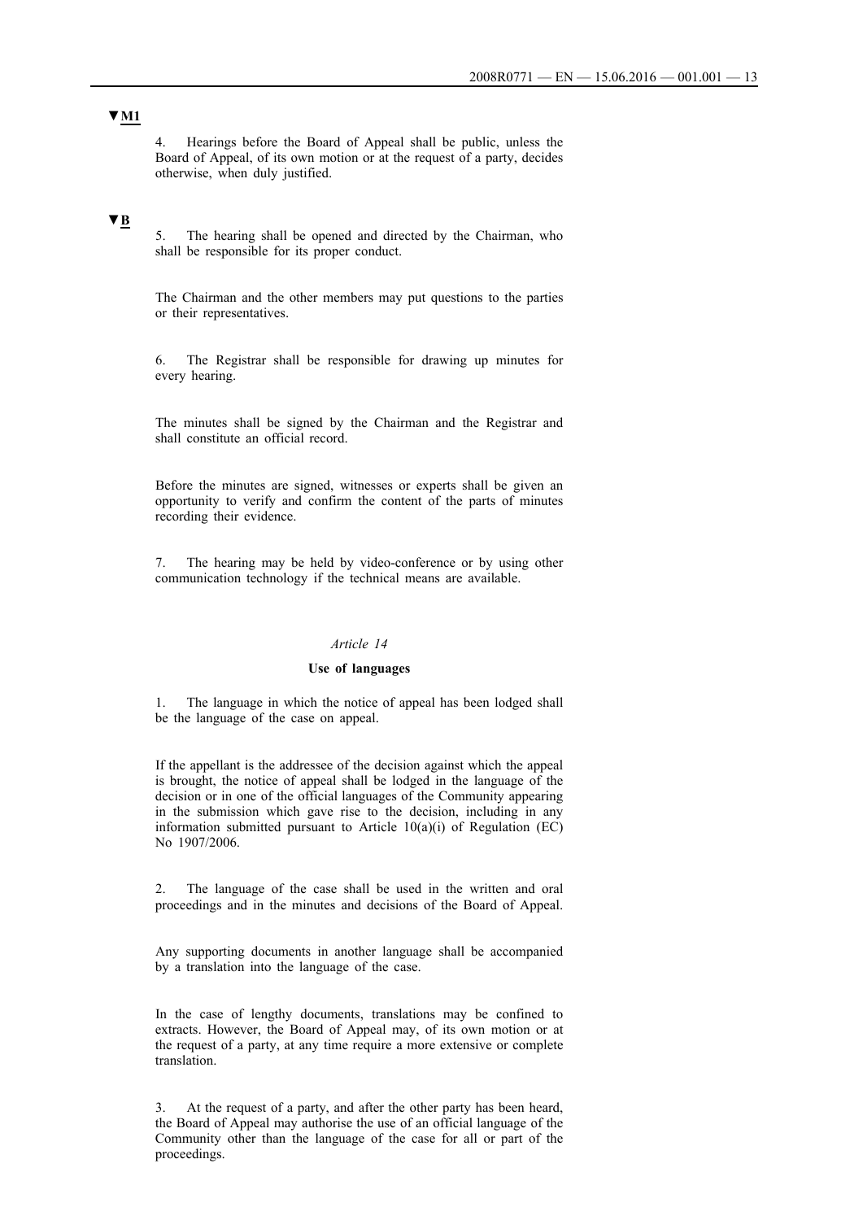**▼M1**

4. Hearings before the Board of Appeal shall be public, unless the Board of Appeal, of its own motion or at the request of a party, decides otherwise, when duly justified.

**▼B**

5. The hearing shall be opened and directed by the Chairman, who shall be responsible for its proper conduct.

The Chairman and the other members may put questions to the parties or their representatives.

6. The Registrar shall be responsible for drawing up minutes for every hearing.

The minutes shall be signed by the Chairman and the Registrar and shall constitute an official record.

Before the minutes are signed, witnesses or experts shall be given an opportunity to verify and confirm the content of the parts of minutes recording their evidence.

7. The hearing may be held by video-conference or by using other communication technology if the technical means are available.

*Article 14*

**Use of languages**

1. The language in which the notice of appeal has been lodged shall be the language of the case on appeal.

If the appellant is the addressee of the decision against which the appeal is brought, the notice of appeal shall be lodged in the language of the decision or in one of the official languages of the Community appearing in the submission which gave rise to the decision, including in any information submitted pursuant to Article 10(a)(i) of Regulation (EC) No 1907/2006.

2. The language of the case shall be used in the written and oral proceedings and in the minutes and decisions of the Board of Appeal.

Any supporting documents in another language shall be accompanied by a translation into the language of the case.

In the case of lengthy documents, translations may be confined to extracts. However, the Board of Appeal may, of its own motion or at the request of a party, at any time require a more extensive or complete translation.

3. At the request of a party, and after the other party has been heard, the Board of Appeal may authorise the use of an official language of the Community other than the language of the case for all or part of the proceedings.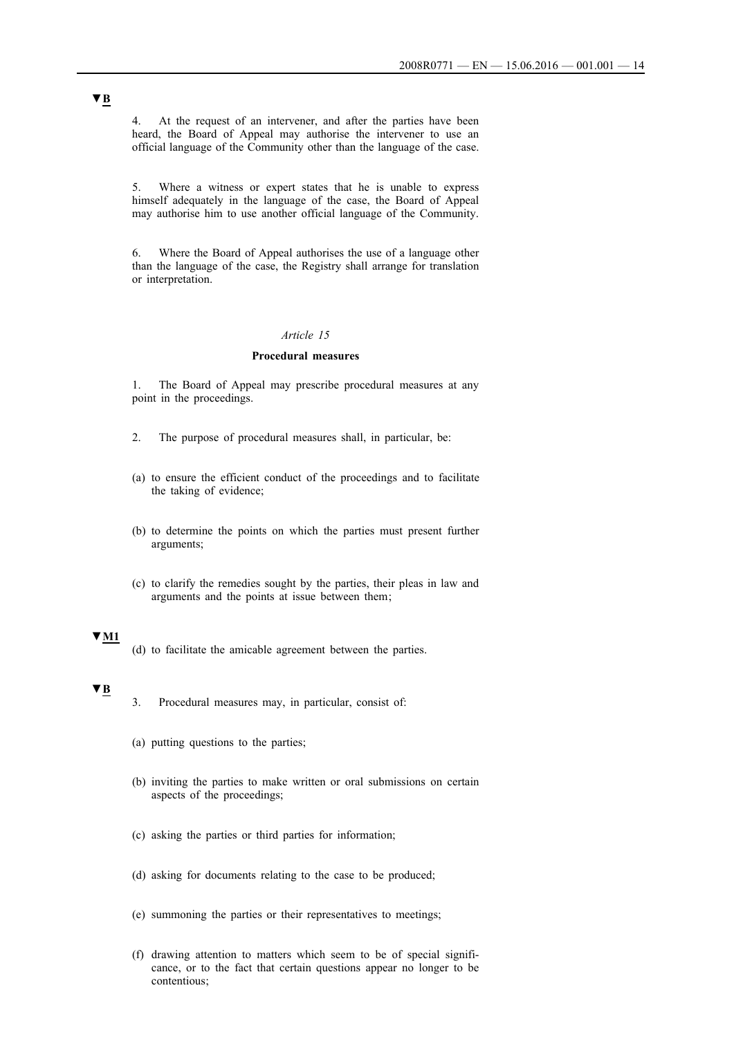▼**B**

4. At the request of an intervener, and after the parties have been heard, the Board of Appeal may authorise the intervener to use an official language of the Community other than the language of the case.

5. Where a witness or expert states that he is unable to express himself adequately in the language of the case, the Board of Appeal may authorise him to use another official language of the Community.

6. Where the Board of Appeal authorises the use of a language other than the language of the case, the Registry shall arrange for translation or interpretation.

*Article 15*

**Procedural measures**

1. The Board of Appeal may prescribe procedural measures at any point in the proceedings.

2. The purpose of procedural measures shall, in particular, be:

(a) to ensure the efficient conduct of the proceedings and to facilitate the taking of evidence;

(b) to determine the points on which the parties must present further arguments;

(c) to clarify the remedies sought by the parties, their pleas in law and arguments and the points at issue between them;

▼**M1**

(d) to facilitate the amicable agreement between the parties.

▼**B**

3. Procedural measures may, in particular, consist of:

(a) putting questions to the parties;

(b) inviting the parties to make written or oral submissions on certain aspects of the proceedings;

(c) asking the parties or third parties for information;

(d) asking for documents relating to the case to be produced;

(e) summoning the parties or their representatives to meetings;

(f) drawing attention to matters which seem to be of special significance, or to the fact that certain questions appear no longer to be contentious;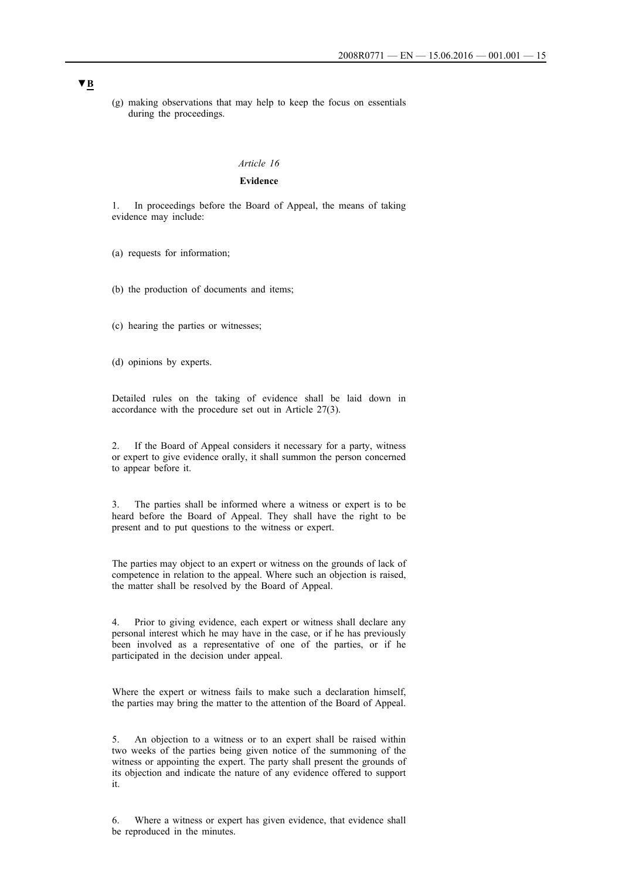▼B

(g) making observations that may help to keep the focus on essentials during the proceedings.

*Article 16*

**Evidence**

1. In proceedings before the Board of Appeal, the means of taking evidence may include:

(a) requests for information;

(b) the production of documents and items;

(c) hearing the parties or witnesses;

(d) opinions by experts.

Detailed rules on the taking of evidence shall be laid down in accordance with the procedure set out in Article 27(3).

2. If the Board of Appeal considers it necessary for a party, witness or expert to give evidence orally, it shall summon the person concerned to appear before it.

3. The parties shall be informed where a witness or expert is to be heard before the Board of Appeal. They shall have the right to be present and to put questions to the witness or expert.

The parties may object to an expert or witness on the grounds of lack of competence in relation to the appeal. Where such an objection is raised, the matter shall be resolved by the Board of Appeal.

4. Prior to giving evidence, each expert or witness shall declare any personal interest which he may have in the case, or if he has previously been involved as a representative of one of the parties, or if he participated in the decision under appeal.

Where the expert or witness fails to make such a declaration himself, the parties may bring the matter to the attention of the Board of Appeal.

5. An objection to a witness or to an expert shall be raised within two weeks of the parties being given notice of the summoning of the witness or appointing the expert. The party shall present the grounds of its objection and indicate the nature of any evidence offered to support it.

6. Where a witness or expert has given evidence, that evidence shall be reproduced in the minutes.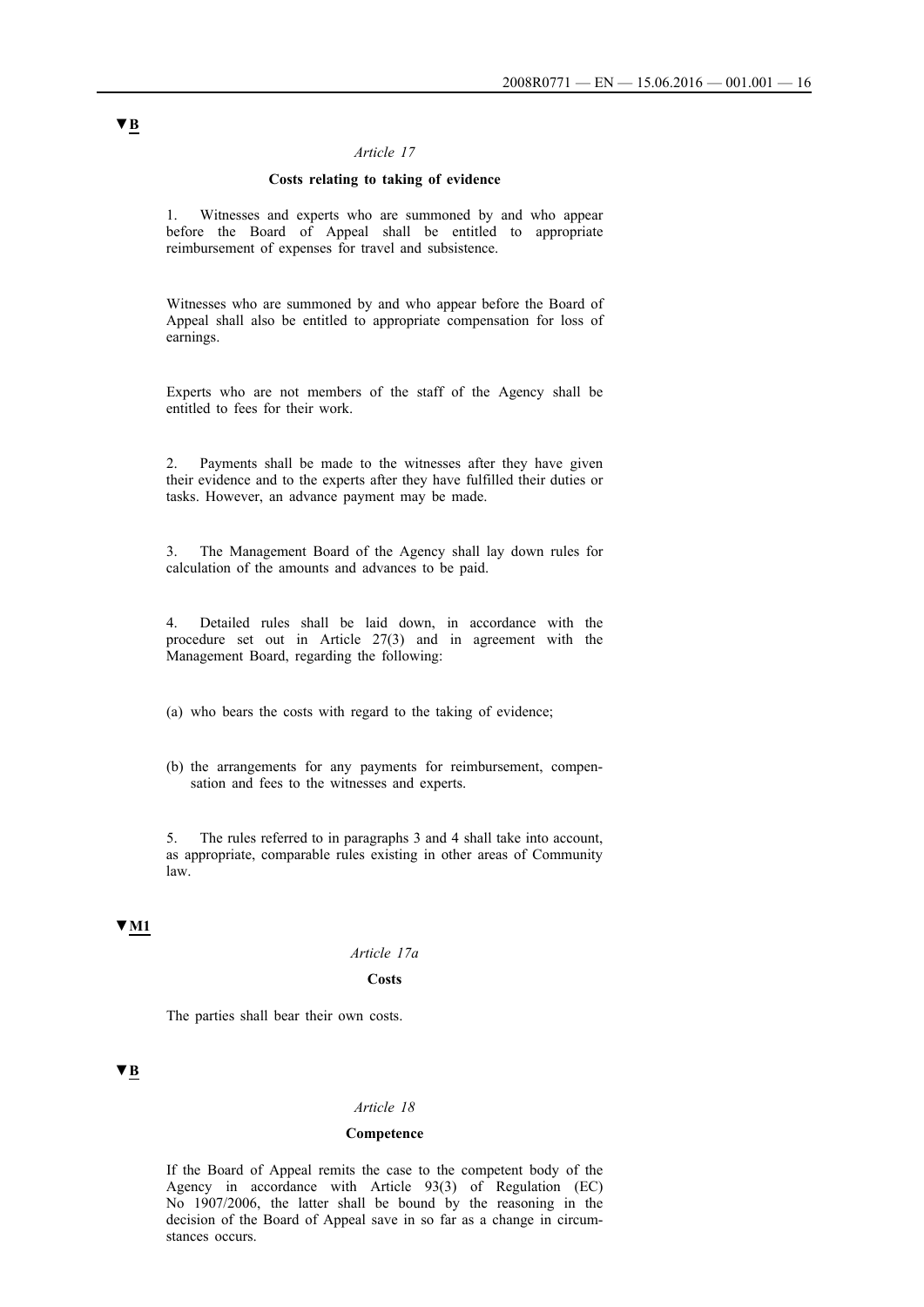▼B

*Article 17*

**Costs relating to taking of evidence**

1. Witnesses and experts who are summoned by and who appear before the Board of Appeal shall be entitled to appropriate reimbursement of expenses for travel and subsistence.

Witnesses who are summoned by and who appear before the Board of Appeal shall also be entitled to appropriate compensation for loss of earnings.

Experts who are not members of the staff of the Agency shall be entitled to fees for their work.

2. Payments shall be made to the witnesses after they have given their evidence and to the experts after they have fulfilled their duties or tasks. However, an advance payment may be made.

3. The Management Board of the Agency shall lay down rules for calculation of the amounts and advances to be paid.

4. Detailed rules shall be laid down, in accordance with the procedure set out in Article 27(3) and in agreement with the Management Board, regarding the following:

(a) who bears the costs with regard to the taking of evidence;

(b) the arrangements for any payments for reimbursement, compensation and fees to the witnesses and experts.

5. The rules referred to in paragraphs 3 and 4 shall take into account, as appropriate, comparable rules existing in other areas of Community law.

▼M1

*Article 17a*

**Costs**

The parties shall bear their own costs.

▼B

*Article 18*

**Competence**

If the Board of Appeal remits the case to the competent body of the Agency in accordance with Article 93(3) of Regulation (EC) No 1907/2006, the latter shall be bound by the reasoning in the decision of the Board of Appeal save in so far as a change in circumstances occurs.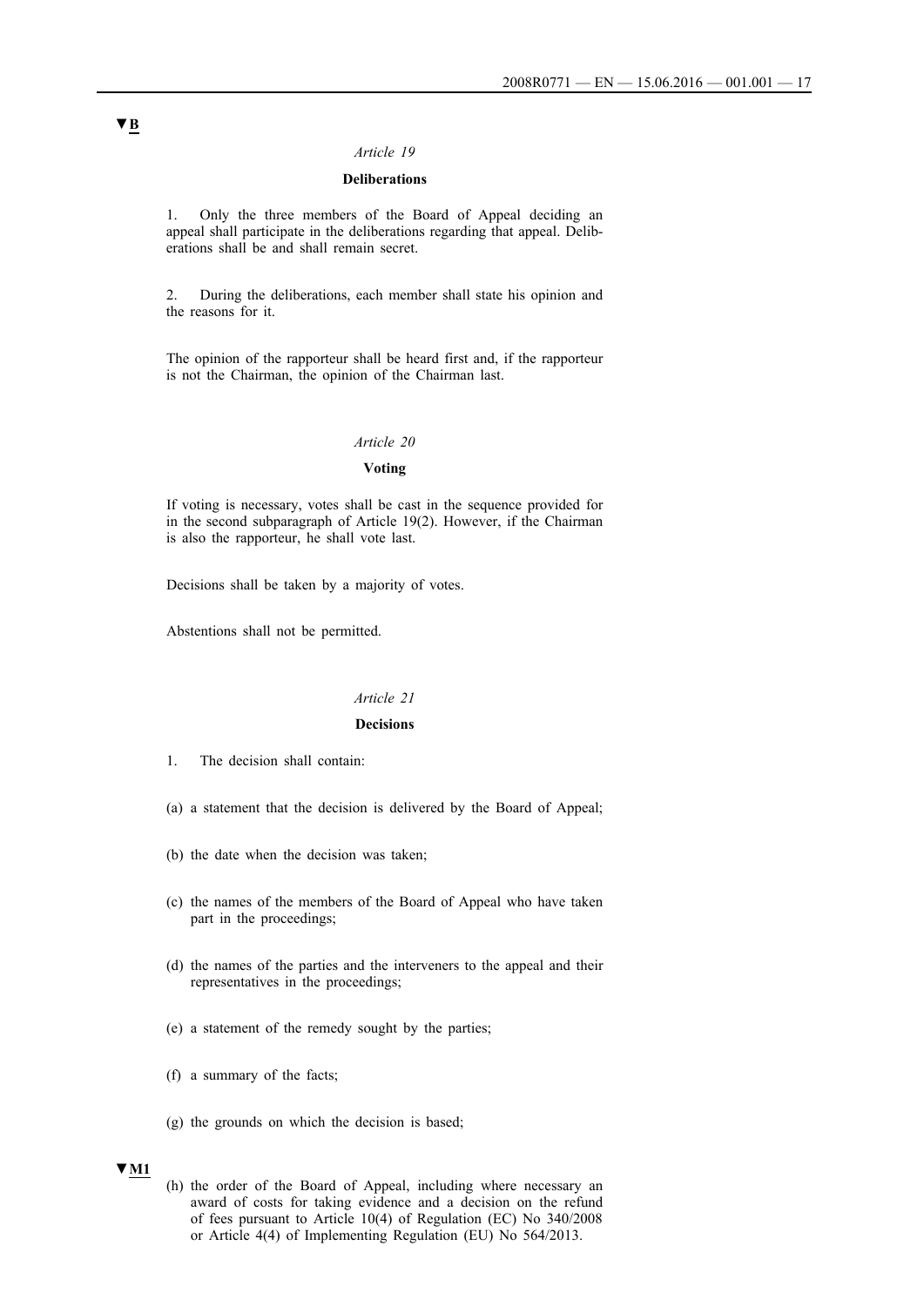▼B

*Article 19*

**Deliberations**

1. Only the three members of the Board of Appeal deciding an appeal shall participate in the deliberations regarding that appeal. Deliberations shall be and shall remain secret.

2. During the deliberations, each member shall state his opinion and the reasons for it.

The opinion of the rapporteur shall be heard first and, if the rapporteur is not the Chairman, the opinion of the Chairman last.

*Article 20*

**Voting**

If voting is necessary, votes shall be cast in the sequence provided for in the second subparagraph of Article 19(2). However, if the Chairman is also the rapporteur, he shall vote last.

Decisions shall be taken by a majority of votes.

Abstentions shall not be permitted.

*Article 21*

**Decisions**

1. The decision shall contain:

(a) a statement that the decision is delivered by the Board of Appeal;

(b) the date when the decision was taken;

(c) the names of the members of the Board of Appeal who have taken part in the proceedings;

(d) the names of the parties and the interveners to the appeal and their representatives in the proceedings;

(e) a statement of the remedy sought by the parties;

(f) a summary of the facts;

(g) the grounds on which the decision is based;

▼M1

(h) the order of the Board of Appeal, including where necessary an award of costs for taking evidence and a decision on the refund of fees pursuant to Article 10(4) of Regulation (EC) No 340/2008 or Article 4(4) of Implementing Regulation (EU) No 564/2013.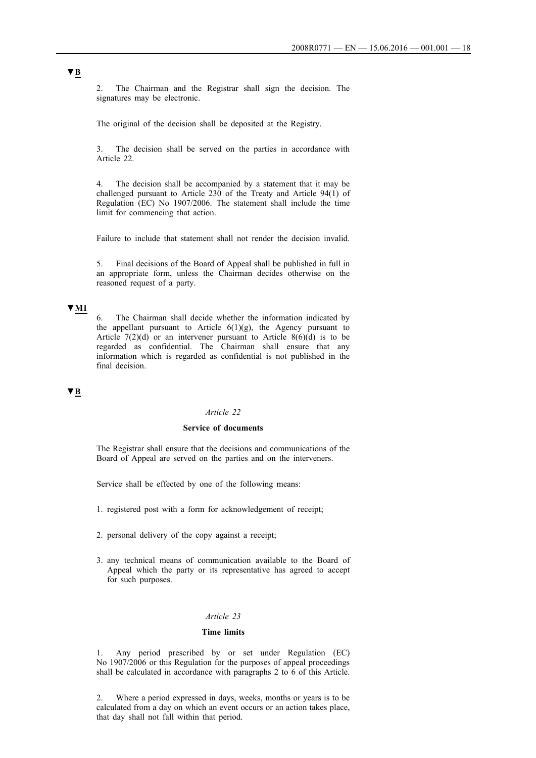▼B

2. The Chairman and the Registrar shall sign the decision. The signatures may be electronic.

The original of the decision shall be deposited at the Registry.

3. The decision shall be served on the parties in accordance with Article 22.

4. The decision shall be accompanied by a statement that it may be challenged pursuant to Article 230 of the Treaty and Article 94(1) of Regulation (EC) No 1907/2006. The statement shall include the time limit for commencing that action.

Failure to include that statement shall not render the decision invalid.

5. Final decisions of the Board of Appeal shall be published in full in an appropriate form, unless the Chairman decides otherwise on the reasoned request of a party.

▼M1

6. The Chairman shall decide whether the information indicated by the appellant pursuant to Article 6(1)(g), the Agency pursuant to Article 7(2)(d) or an intervener pursuant to Article 8(6)(d) is to be regarded as confidential. The Chairman shall ensure that any information which is regarded as confidential is not published in the final decision.

▼B

*Article 22*

**Service of documents**

The Registrar shall ensure that the decisions and communications of the Board of Appeal are served on the parties and on the interveners.

Service shall be effected by one of the following means:

1. registered post with a form for acknowledgement of receipt;

2. personal delivery of the copy against a receipt;

3. any technical means of communication available to the Board of Appeal which the party or its representative has agreed to accept for such purposes.

*Article 23*

**Time limits**

1. Any period prescribed by or set under Regulation (EC) No 1907/2006 or this Regulation for the purposes of appeal proceedings shall be calculated in accordance with paragraphs 2 to 6 of this Article.

2. Where a period expressed in days, weeks, months or years is to be calculated from a day on which an event occurs or an action takes place, that day shall not fall within that period.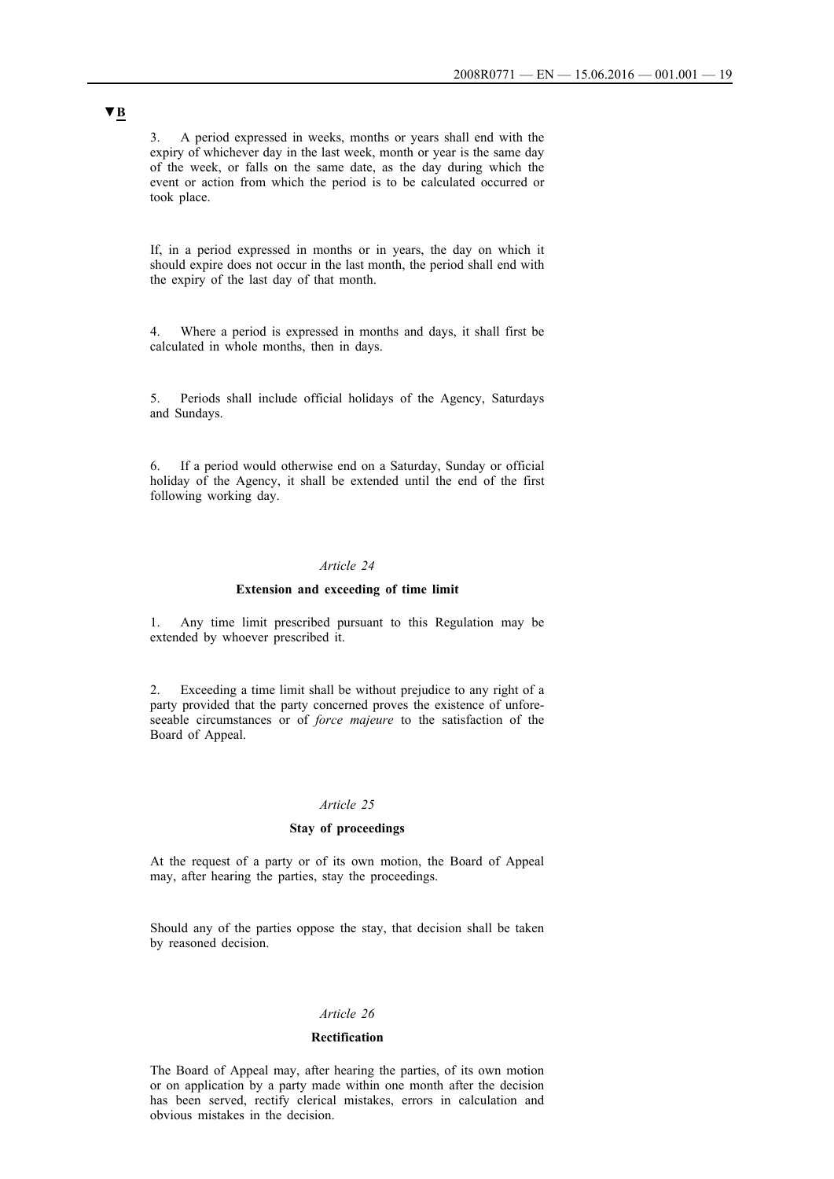▼B

3. A period expressed in weeks, months or years shall end with the expiry of whichever day in the last week, month or year is the same day of the week, or falls on the same date, as the day during which the event or action from which the period is to be calculated occurred or took place.

If, in a period expressed in months or in years, the day on which it should expire does not occur in the last month, the period shall end with the expiry of the last day of that month.

4. Where a period is expressed in months and days, it shall first be calculated in whole months, then in days.

5. Periods shall include official holidays of the Agency, Saturdays and Sundays.

6. If a period would otherwise end on a Saturday, Sunday or official holiday of the Agency, it shall be extended until the end of the first following working day.

*Article 24*

**Extension and exceeding of time limit**

1. Any time limit prescribed pursuant to this Regulation may be extended by whoever prescribed it.

2. Exceeding a time limit shall be without prejudice to any right of a party provided that the party concerned proves the existence of unforeseeable circumstances or of *force majeure* to the satisfaction of the Board of Appeal.

*Article 25*

**Stay of proceedings**

At the request of a party or of its own motion, the Board of Appeal may, after hearing the parties, stay the proceedings.

Should any of the parties oppose the stay, that decision shall be taken by reasoned decision.

*Article 26*

**Rectification**

The Board of Appeal may, after hearing the parties, of its own motion or on application by a party made within one month after the decision has been served, rectify clerical mistakes, errors in calculation and obvious mistakes in the decision.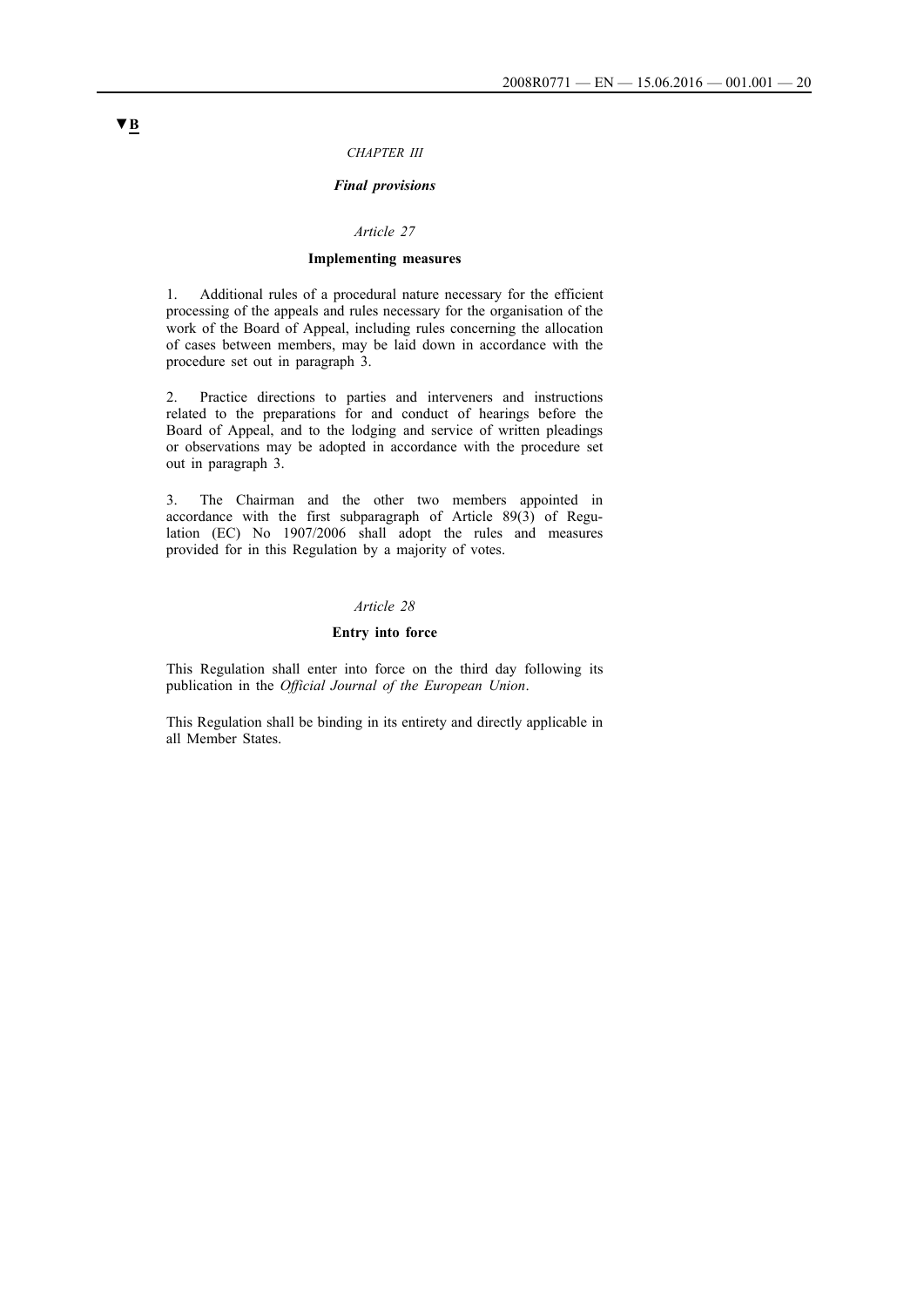▼B

*CHAPTER III*

*Final provisions*

*Article 27*

**Implementing measures**

1. Additional rules of a procedural nature necessary for the efficient processing of the appeals and rules necessary for the organisation of the work of the Board of Appeal, including rules concerning the allocation of cases between members, may be laid down in accordance with the procedure set out in paragraph 3.

2. Practice directions to parties and interveners and instructions related to the preparations for and conduct of hearings before the Board of Appeal, and to the lodging and service of written pleadings or observations may be adopted in accordance with the procedure set out in paragraph 3.

3. The Chairman and the other two members appointed in accordance with the first subparagraph of Article 89(3) of Regulation (EC) No 1907/2006 shall adopt the rules and measures provided for in this Regulation by a majority of votes.

*Article 28*

**Entry into force**

This Regulation shall enter into force on the third day following its publication in the *Official Journal of the European Union*.

This Regulation shall be binding in its entirety and directly applicable in all Member States.